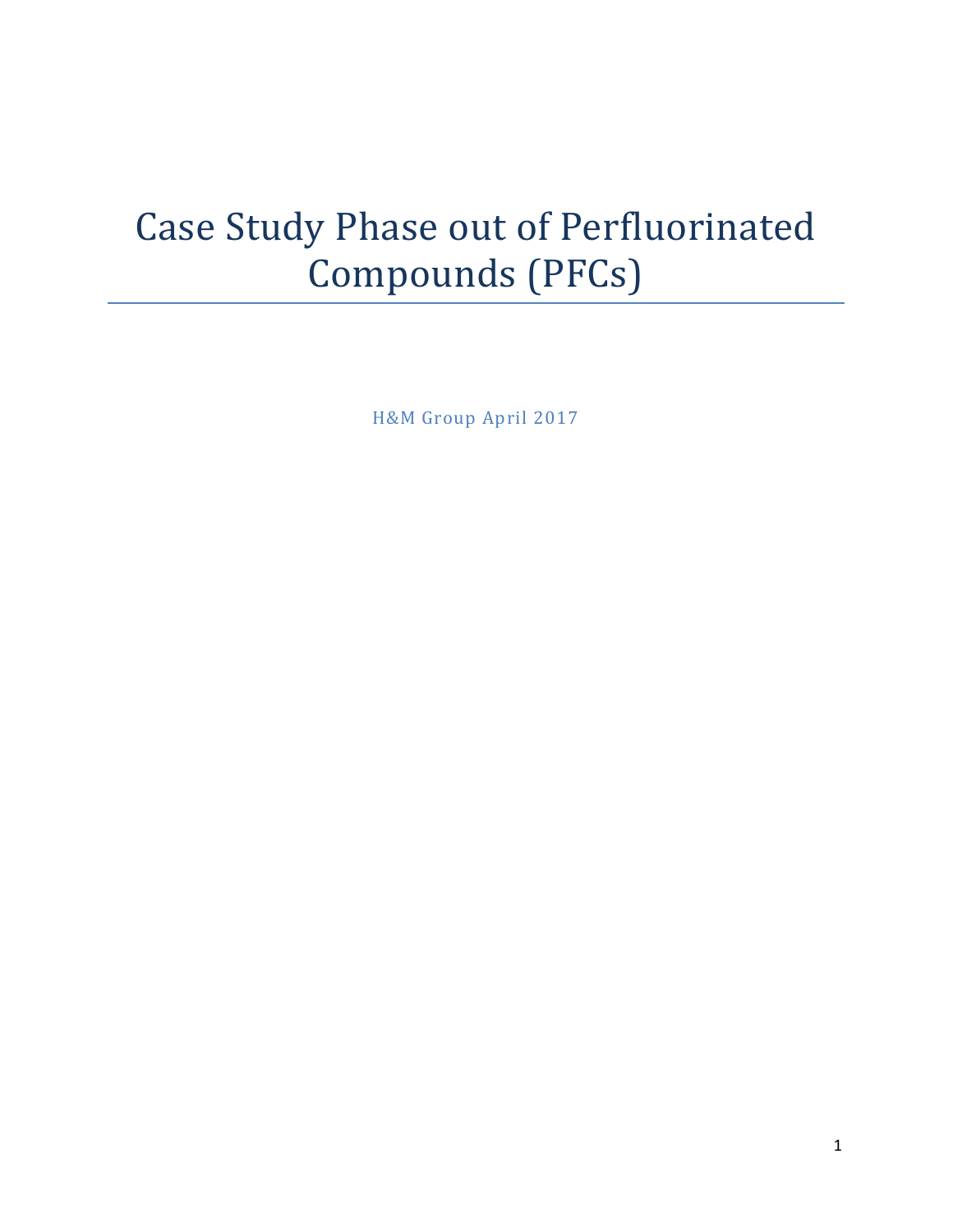# Case Study Phase out of Perfluorinated Compounds (PFCs)

H&M Group April 2017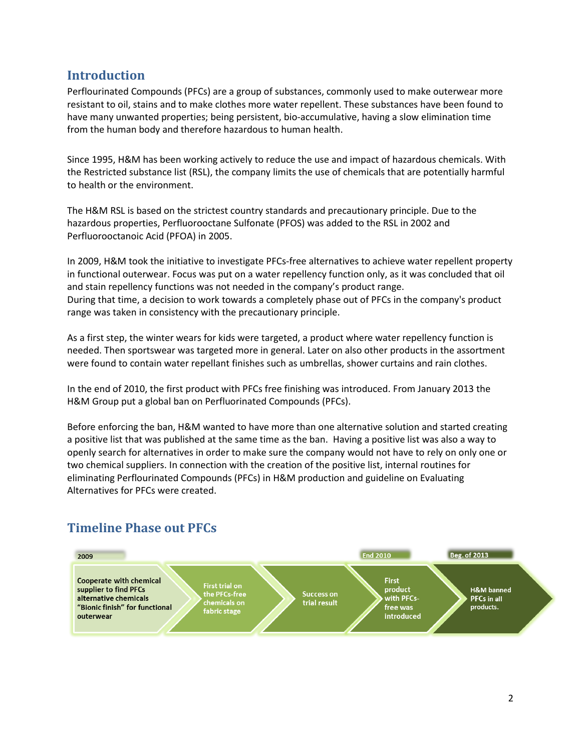## Introduction

Perflourinated Compounds (PFCs) are a group of substances, commonly used to make outerwear more resistant to oil, stains and to make clothes more water repellent. These substances have been found to have many unwanted properties; being persistent, bio-accumulative, having a slow elimination time from the human body and therefore hazardous to human health.

Since 1995, H&M has been working actively to reduce the use and impact of hazardous chemicals. With the Restricted substance list (RSL), the company limits the use of chemicals that are potentially harmful to health or the environment.

The H&M RSL is based on the strictest country standards and precautionary principle. Due to the hazardous properties, Perfluorooctane Sulfonate (PFOS) was added to the RSL in 2002 and Perfluorooctanoic Acid (PFOA) in 2005.

In 2009, H&M took the initiative to investigate PFCs-free alternatives to achieve water repellent property in functional outerwear. Focus was put on a water repellency function only, as it was concluded that oil and stain repellency functions was not needed in the company's product range.
During that time, a decision to work towards a completely phase out of PFCs in the company's product range was taken in consistency with the precautionary principle.

As a first step, the winter wears for kids were targeted, a product where water repellency function is needed. Then sportswear was targeted more in general. Later on also other products in the assortment were found to contain water repellant finishes such as umbrellas, shower curtains and rain clothes.

In the end of 2010, the first product with PFCs free finishing was introduced. From January 2013 the H&M Group put a global ban on Perfluorinated Compounds (PFCs).

Before enforcing the ban, H&M wanted to have more than one alternative solution and started creating a positive list that was published at the same time as the ban. Having a positive list was also a way to openly search for alternatives in order to make sure the company would not have to rely on only one or two chemical suppliers. In connection with the creation of the positive list, internal routines for eliminating Perflourinated Compounds (PFCs) in H&M production and guideline on Evaluating Alternatives for PFCs were created.

## Timeline Phase out PFCs

| 2009 | | | End 2010 | Beg. of 2013 |
|---|---|---|---|---|
| Cooperate with chemical supplier to find PFCs alternative chemicals "Bionic finish" for functional outerwear | First trial on the PFCs-free chemicals on fabric stage | Success on trial result | First product with PFCs-free was introduced | H&M banned PFCs in all products. |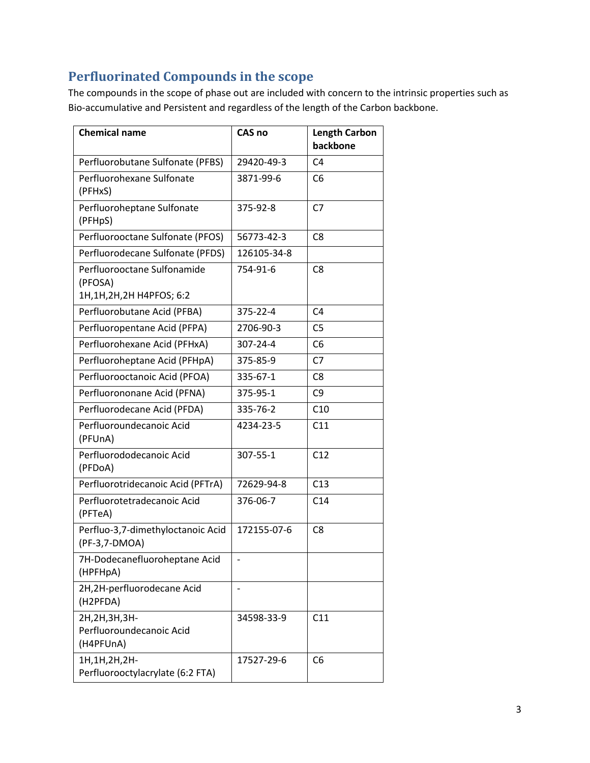## Perfluorinated Compounds in the scope

The compounds in the scope of phase out are included with concern to the intrinsic properties such as Bio-accumulative and Persistent and regardless of the length of the Carbon backbone.

| Chemical name | CAS no | Length Carbon backbone |
|---|---|---|
| Perfluorobutane Sulfonate (PFBS) | 29420-49-3 | C4 |
| Perfluorohexane Sulfonate (PFHxS) | 3871-99-6 | C6 |
| Perfluoroheptane Sulfonate (PFHpS) | 375-92-8 | C7 |
| Perfluorooctane Sulfonate (PFOS) | 56773-42-3 | C8 |
| Perfluorodecane Sulfonate (PFDS) | 126105-34-8 | |
| Perfluorooctane Sulfonamide (PFOSA) 1H,1H,2H,2H H4PFOS; 6:2 | 754-91-6 | C8 |
| Perfluorobutane Acid (PFBA) | 375-22-4 | C4 |
| Perfluoropentane Acid (PFPA) | 2706-90-3 | C5 |
| Perfluorohexane Acid (PFHxA) | 307-24-4 | C6 |
| Perfluoroheptane Acid (PFHpA) | 375-85-9 | C7 |
| Perfluorooctanoic Acid (PFOA) | 335-67-1 | C8 |
| Perfluorononane Acid (PFNA) | 375-95-1 | C9 |
| Perfluorodecane Acid (PFDA) | 335-76-2 | C10 |
| Perfluoroundecanoic Acid (PFUnA) | 4234-23-5 | C11 |
| Perfluorododecanoic Acid (PFDoA) | 307-55-1 | C12 |
| Perfluorotridecanoic Acid (PFTrA) | 72629-94-8 | C13 |
| Perfluorotetradecanoic Acid (PFTeA) | 376-06-7 | C14 |
| Perfluo-3,7-dimethyloctanoic Acid (PF-3,7-DMOA) | 172155-07-6 | C8 |
| 7H-Dodecanefluoroheptane Acid (HPFHpA) | - | |
| 2H,2H-perfluorodecane Acid (H2PFDA) | - | |
| 2H,2H,3H,3H-Perfluoroundecanoic Acid (H4PFUnA) | 34598-33-9 | C11 |
| 1H,1H,2H,2H-Perfluorooctylacrylate (6:2 FTA) | 17527-29-6 | C6 |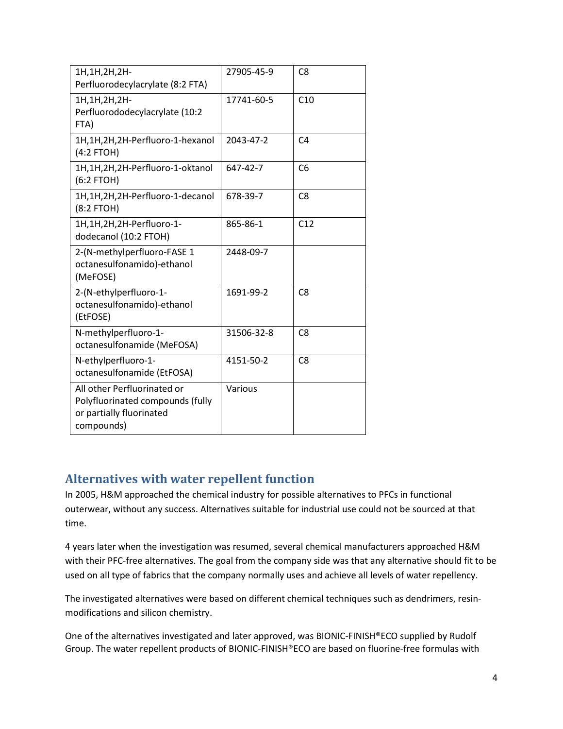| | | |
|---|---|---|
| 1H,1H,2H,2H-Perfluorodecylacrylate (8:2 FTA) | 27905-45-9 | C8 |
| 1H,1H,2H,2H-Perfluorododecylacrylate (10:2 FTA) | 17741-60-5 | C10 |
| 1H,1H,2H,2H-Perfluoro-1-hexanol (4:2 FTOH) | 2043-47-2 | C4 |
| 1H,1H,2H,2H-Perfluoro-1-oktanol (6:2 FTOH) | 647-42-7 | C6 |
| 1H,1H,2H,2H-Perfluoro-1-decanol (8:2 FTOH) | 678-39-7 | C8 |
| 1H,1H,2H,2H-Perfluoro-1-dodecanol (10:2 FTOH) | 865-86-1 | C12 |
| 2-(N-methylperfluoro-FASE 1 octanesulfonamido)-ethanol (MeFOSE) | 2448-09-7 | |
| 2-(N-ethylperfluoro-1-octanesulfonamido)-ethanol (EtFOSE) | 1691-99-2 | C8 |
| N-methylperfluoro-1-octanesulfonamide (MeFOSA) | 31506-32-8 | C8 |
| N-ethylperfluoro-1-octanesulfonamide (EtFOSA) | 4151-50-2 | C8 |
| All other Perfluorinated or Polyfluorinated compounds (fully or partially fluorinated compounds) | Various | |

## Alternatives with water repellent function

In 2005, H&M approached the chemical industry for possible alternatives to PFCs in functional outerwear, without any success. Alternatives suitable for industrial use could not be sourced at that time.

4 years later when the investigation was resumed, several chemical manufacturers approached H&M with their PFC-free alternatives. The goal from the company side was that any alternative should fit to be used on all type of fabrics that the company normally uses and achieve all levels of water repellency.

The investigated alternatives were based on different chemical techniques such as dendrimers, resin-modifications and silicon chemistry.

One of the alternatives investigated and later approved, was BIONIC-FINISH®ECO supplied by Rudolf Group. The water repellent products of BIONIC-FINISH®ECO are based on fluorine-free formulas with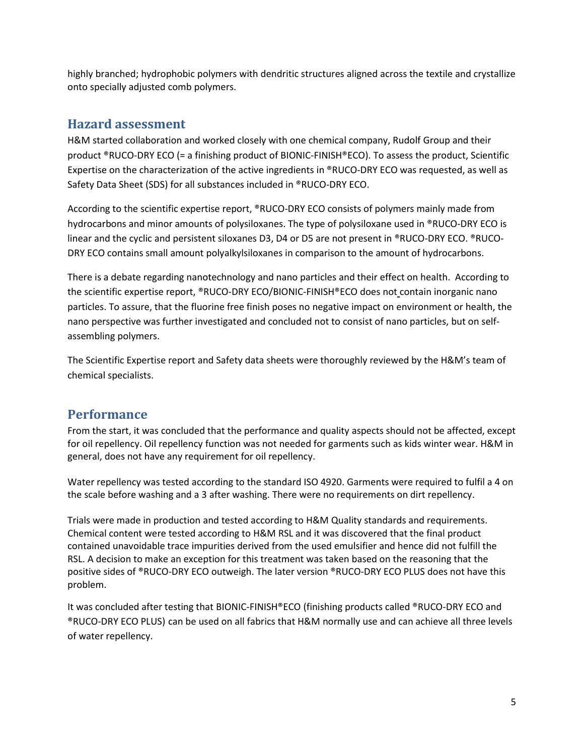highly branched; hydrophobic polymers with dendritic structures aligned across the textile and crystallize onto specially adjusted comb polymers.

## Hazard assessment

H&M started collaboration and worked closely with one chemical company, Rudolf Group and their product ®RUCO-DRY ECO (= a finishing product of BIONIC-FINISH®ECO). To assess the product, Scientific Expertise on the characterization of the active ingredients in ®RUCO-DRY ECO was requested, as well as Safety Data Sheet (SDS) for all substances included in ®RUCO-DRY ECO.

According to the scientific expertise report, ®RUCO-DRY ECO consists of polymers mainly made from hydrocarbons and minor amounts of polysiloxanes. The type of polysiloxane used in ®RUCO-DRY ECO is linear and the cyclic and persistent siloxanes D3, D4 or D5 are not present in ®RUCO-DRY ECO. ®RUCO-DRY ECO contains small amount polyalkylsiloxanes in comparison to the amount of hydrocarbons.

There is a debate regarding nanotechnology and nano particles and their effect on health. According to the scientific expertise report, ®RUCO-DRY ECO/BIONIC-FINISH®ECO does not contain inorganic nano particles. To assure, that the fluorine free finish poses no negative impact on environment or health, the nano perspective was further investigated and concluded not to consist of nano particles, but on self-assembling polymers.

The Scientific Expertise report and Safety data sheets were thoroughly reviewed by the H&M's team of chemical specialists.

## Performance

From the start, it was concluded that the performance and quality aspects should not be affected, except for oil repellency. Oil repellency function was not needed for garments such as kids winter wear. H&M in general, does not have any requirement for oil repellency.

Water repellency was tested according to the standard ISO 4920. Garments were required to fulfil a 4 on the scale before washing and a 3 after washing. There were no requirements on dirt repellency.

Trials were made in production and tested according to H&M Quality standards and requirements. Chemical content were tested according to H&M RSL and it was discovered that the final product contained unavoidable trace impurities derived from the used emulsifier and hence did not fulfill the RSL. A decision to make an exception for this treatment was taken based on the reasoning that the positive sides of ®RUCO-DRY ECO outweigh. The later version ®RUCO-DRY ECO PLUS does not have this problem.

It was concluded after testing that BIONIC-FINISH®ECO (finishing products called ®RUCO-DRY ECO and ®RUCO-DRY ECO PLUS) can be used on all fabrics that H&M normally use and can achieve all three levels of water repellency.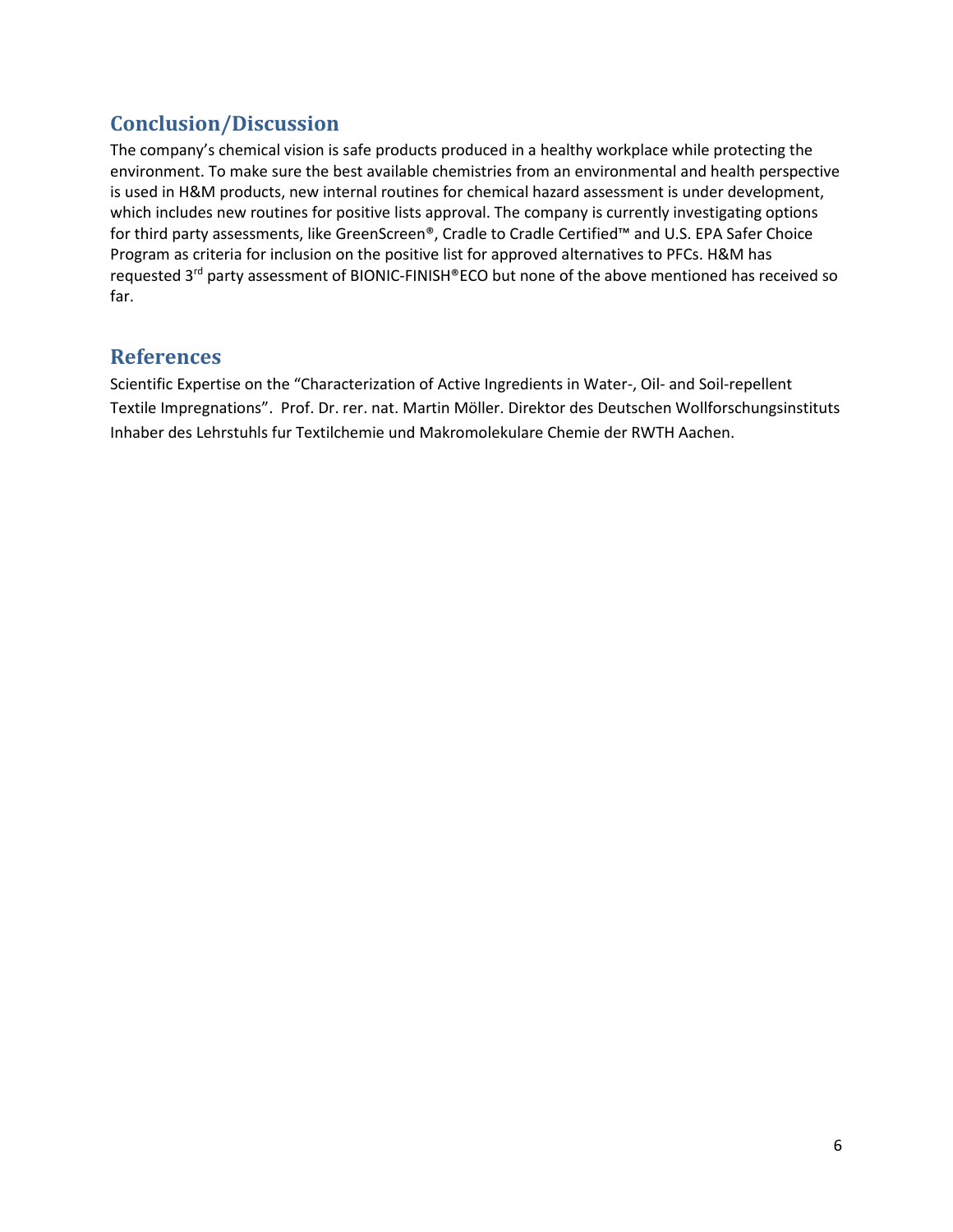## Conclusion/Discussion

The company's chemical vision is safe products produced in a healthy workplace while protecting the environment. To make sure the best available chemistries from an environmental and health perspective is used in H&M products, new internal routines for chemical hazard assessment is under development, which includes new routines for positive lists approval. The company is currently investigating options for third party assessments, like GreenScreen®, Cradle to Cradle Certified™ and U.S. EPA Safer Choice Program as criteria for inclusion on the positive list for approved alternatives to PFCs. H&M has requested 3$^{rd}$ party assessment of BIONIC-FINISH®ECO but none of the above mentioned has received so far.

## References

Scientific Expertise on the "Characterization of Active Ingredients in Water-, Oil- and Soil-repellent Textile Impregnations". Prof. Dr. rer. nat. Martin Möller. Direktor des Deutschen Wollforschungsinstituts Inhaber des Lehrstuhls fur Textilchemie und Makromolekulare Chemie der RWTH Aachen.